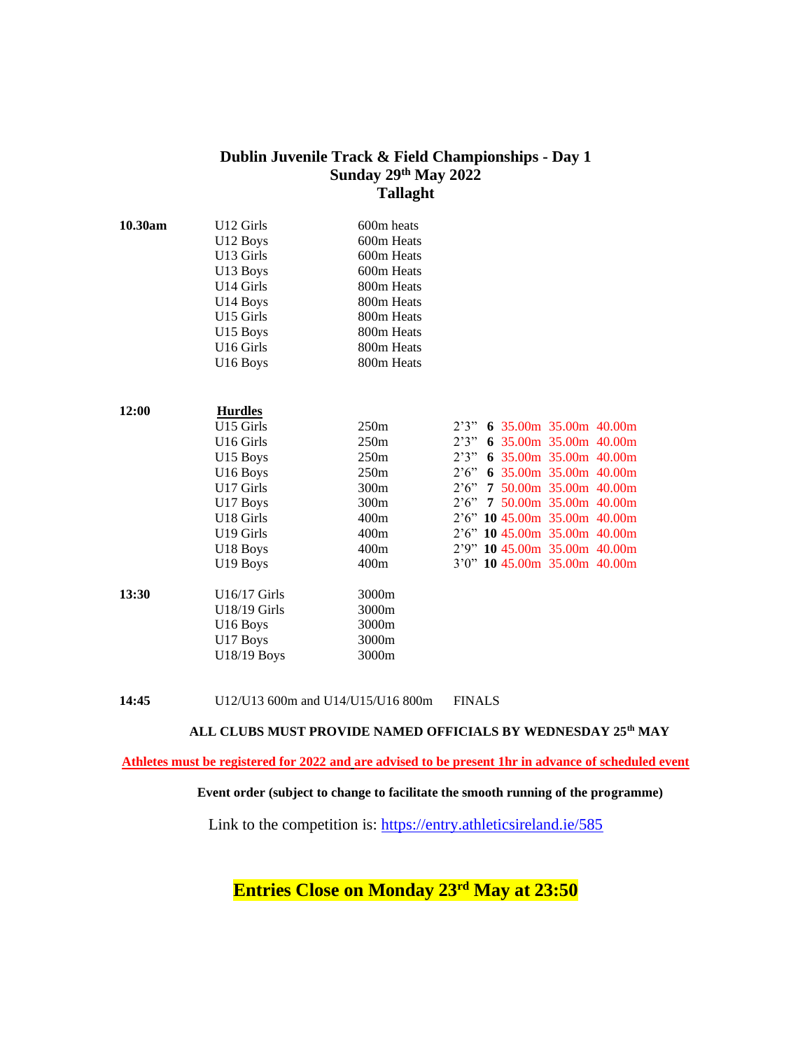# Dublin Juvenile Track & Field Championships - Day 1
## Sunday 29th May 2022
## Tallaght

| Time | Category | Event | | | | | |
|---|---|---|---|---|---|---|---|
| **10.30am** | U12 Girls | 600m heats | | | | | |
| | U12 Boys | 600m Heats | | | | | |
| | U13 Girls | 600m Heats | | | | | |
| | U13 Boys | 600m Heats | | | | | |
| | U14 Girls | 800m Heats | | | | | |
| | U14 Boys | 800m Heats | | | | | |
| | U15 Girls | 800m Heats | | | | | |
| | U15 Boys | 800m Heats | | | | | |
| | U16 Girls | 800m Heats | | | | | |
| | U16 Boys | 800m Heats | | | | | |
| **12:00** | **Hurdles** | | | | | | |
| | U15 Girls | 250m | 2'3" | **6** | 35.00m | 35.00m | 40.00m |
| | U16 Girls | 250m | 2'3" | **6** | 35.00m | 35.00m | 40.00m |
| | U15 Boys | 250m | 2'3" | **6** | 35.00m | 35.00m | 40.00m |
| | U16 Boys | 250m | 2'6" | **6** | 35.00m | 35.00m | 40.00m |
| | U17 Girls | 300m | 2'6" | **7** | 50.00m | 35.00m | 40.00m |
| | U17 Boys | 300m | 2'6" | **7** | 50.00m | 35.00m | 40.00m |
| | U18 Girls | 400m | 2'6" | **10** | 45.00m | 35.00m | 40.00m |
| | U19 Girls | 400m | 2'6" | **10** | 45.00m | 35.00m | 40.00m |
| | U18 Boys | 400m | 2'9" | **10** | 45.00m | 35.00m | 40.00m |
| | U19 Boys | 400m | 3'0" | **10** | 45.00m | 35.00m | 40.00m |
| **13:30** | U16/17 Girls | 3000m | | | | | |
| | U18/19 Girls | 3000m | | | | | |
| | U16 Boys | 3000m | | | | | |
| | U17 Boys | 3000m | | | | | |
| | U18/19 Boys | 3000m | | | | | |
| **14:45** | U12/U13 600m and U14/U15/U16 800m | FINALS | | | | | |

**ALL CLUBS MUST PROVIDE NAMED OFFICIALS BY WEDNESDAY 25th MAY**

**Athletes must be registered for 2022 and are advised to be present 1hr in advance of scheduled event**

**Event order (subject to change to facilitate the smooth running of the programme)**

Link to the competition is: https://entry.athleticsireland.ie/585

**Entries Close on Monday 23rd May at 23:50**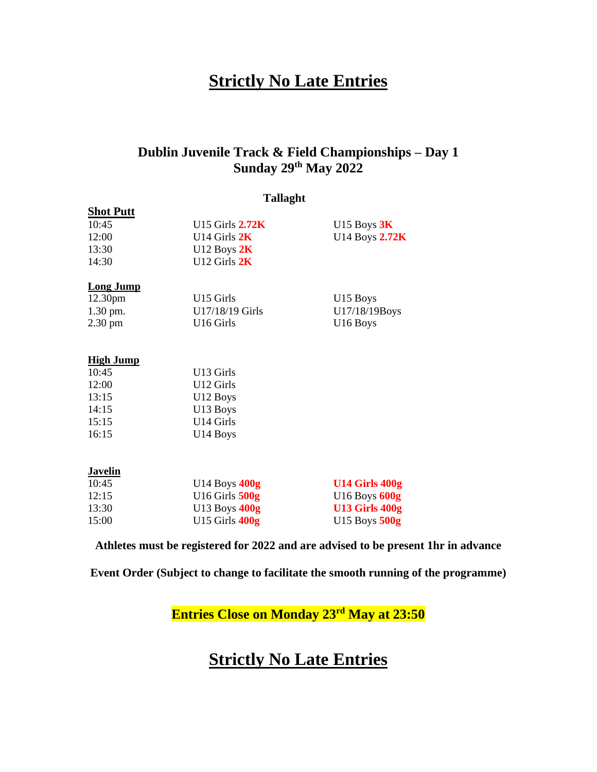# **Strictly No Late Entries**

## Dublin Juvenile Track & Field Championships – Day 1
## Sunday 29th May 2022

**Tallaght**

**Shot Putt**

| | | |
|---|---|---|
| 10:45 | U15 Girls **2.72K** | U15 Boys **3K** |
| 12:00 | U14 Girls **2K** | U14 Boys **2.72K** |
| 13:30 | U12 Boys **2K** | |
| 14:30 | U12 Girls **2K** | |

**Long Jump**

| | | |
|---|---|---|
| 12.30pm | U15 Girls | U15 Boys |
| 1.30 pm. | U17/18/19 Girls | U17/18/19Boys |
| 2.30 pm | U16 Girls | U16 Boys |

**High Jump**

| | |
|---|---|
| 10:45 | U13 Girls |
| 12:00 | U12 Girls |
| 13:15 | U12 Boys |
| 14:15 | U13 Boys |
| 15:15 | U14 Girls |
| 16:15 | U14 Boys |

**Javelin**

| | | |
|---|---|---|
| 10:45 | U14 Boys **400g** | **U14 Girls 400g** |
| 12:15 | U16 Girls **500g** | U16 Boys **600g** |
| 13:30 | U13 Boys **400g** | **U13 Girls 400g** |
| 15:00 | U15 Girls **400g** | U15 Boys **500g** |

**Athletes must be registered for 2022 and are advised to be present 1hr in advance**

**Event Order (Subject to change to facilitate the smooth running of the programme)**

**Entries Close on Monday 23rd May at 23:50**

# **Strictly No Late Entries**